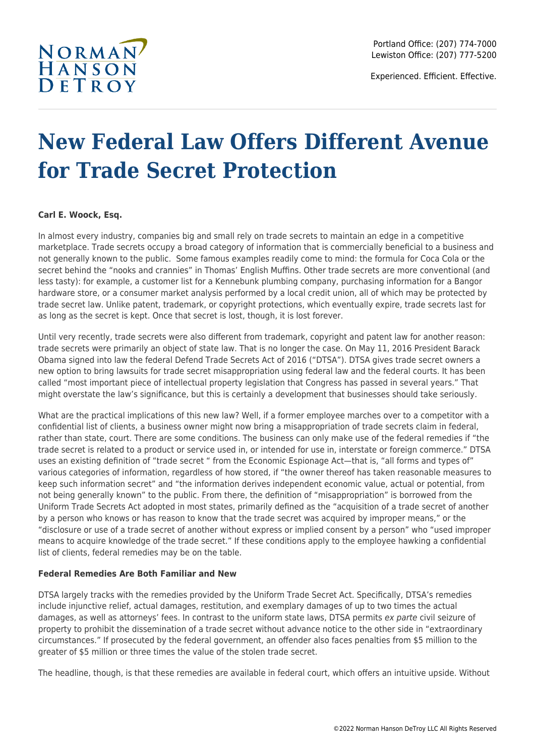# New Federal Law Offers Different Avenue for Trade Secret Protection

**Carl E. Woock, Esq.**

In almost every industry, companies big and small rely on trade secrets to maintain an edge in a competitive marketplace. Trade secrets occupy a broad category of information that is commercially beneficial to a business and not generally known to the public. Some famous examples readily come to mind: the formula for Coca Cola or the secret behind the "nooks and crannies" in Thomas' English Muffins. Other trade secrets are more conventional (and less tasty): for example, a customer list for a Kennebunk plumbing company, purchasing information for a Bangor hardware store, or a consumer market analysis performed by a local credit union, all of which may be protected by trade secret law. Unlike patent, trademark, or copyright protections, which eventually expire, trade secrets last for as long as the secret is kept. Once that secret is lost, though, it is lost forever.

Until very recently, trade secrets were also different from trademark, copyright and patent law for another reason: trade secrets were primarily an object of state law. That is no longer the case. On May 11, 2016 President Barack Obama signed into law the federal Defend Trade Secrets Act of 2016 ("DTSA"). DTSA gives trade secret owners a new option to bring lawsuits for trade secret misappropriation using federal law and the federal courts. It has been called "most important piece of intellectual property legislation that Congress has passed in several years." That might overstate the law's significance, but this is certainly a development that businesses should take seriously.

What are the practical implications of this new law? Well, if a former employee marches over to a competitor with a confidential list of clients, a business owner might now bring a misappropriation of trade secrets claim in federal, rather than state, court. There are some conditions. The business can only make use of the federal remedies if "the trade secret is related to a product or service used in, or intended for use in, interstate or foreign commerce." DTSA uses an existing definition of "trade secret " from the Economic Espionage Act—that is, "all forms and types of" various categories of information, regardless of how stored, if "the owner thereof has taken reasonable measures to keep such information secret" and "the information derives independent economic value, actual or potential, from not being generally known" to the public. From there, the definition of "misappropriation" is borrowed from the Uniform Trade Secrets Act adopted in most states, primarily defined as the "acquisition of a trade secret of another by a person who knows or has reason to know that the trade secret was acquired by improper means," or the "disclosure or use of a trade secret of another without express or implied consent by a person" who "used improper means to acquire knowledge of the trade secret." If these conditions apply to the employee hawking a confidential list of clients, federal remedies may be on the table.

**Federal Remedies Are Both Familiar and New**

DTSA largely tracks with the remedies provided by the Uniform Trade Secret Act. Specifically, DTSA's remedies include injunctive relief, actual damages, restitution, and exemplary damages of up to two times the actual damages, as well as attorneys' fees. In contrast to the uniform state laws, DTSA permits *ex parte* civil seizure of property to prohibit the dissemination of a trade secret without advance notice to the other side in "extraordinary circumstances." If prosecuted by the federal government, an offender also faces penalties from $5 million to the greater of $5 million or three times the value of the stolen trade secret.

The headline, though, is that these remedies are available in federal court, which offers an intuitive upside. Without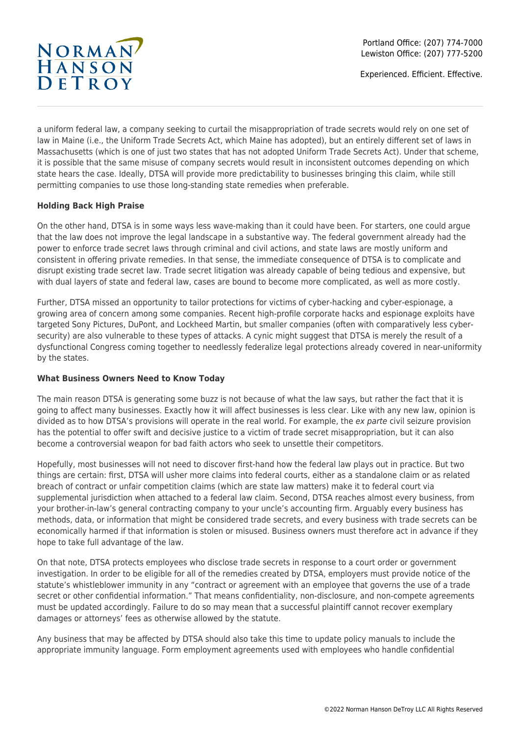a uniform federal law, a company seeking to curtail the misappropriation of trade secrets would rely on one set of law in Maine (i.e., the Uniform Trade Secrets Act, which Maine has adopted), but an entirely different set of laws in Massachusetts (which is one of just two states that has not adopted Uniform Trade Secrets Act). Under that scheme, it is possible that the same misuse of company secrets would result in inconsistent outcomes depending on which state hears the case. Ideally, DTSA will provide more predictability to businesses bringing this claim, while still permitting companies to use those long-standing state remedies when preferable.

**Holding Back High Praise**

On the other hand, DTSA is in some ways less wave-making than it could have been. For starters, one could argue that the law does not improve the legal landscape in a substantive way. The federal government already had the power to enforce trade secret laws through criminal and civil actions, and state laws are mostly uniform and consistent in offering private remedies. In that sense, the immediate consequence of DTSA is to complicate and disrupt existing trade secret law. Trade secret litigation was already capable of being tedious and expensive, but with dual layers of state and federal law, cases are bound to become more complicated, as well as more costly.

Further, DTSA missed an opportunity to tailor protections for victims of cyber-hacking and cyber-espionage, a growing area of concern among some companies. Recent high-profile corporate hacks and espionage exploits have targeted Sony Pictures, DuPont, and Lockheed Martin, but smaller companies (often with comparatively less cyber-security) are also vulnerable to these types of attacks. A cynic might suggest that DTSA is merely the result of a dysfunctional Congress coming together to needlessly federalize legal protections already covered in near-uniformity by the states.

**What Business Owners Need to Know Today**

The main reason DTSA is generating some buzz is not because of what the law says, but rather the fact that it is going to affect many businesses. Exactly how it will affect businesses is less clear. Like with any new law, opinion is divided as to how DTSA's provisions will operate in the real world. For example, the *ex parte* civil seizure provision has the potential to offer swift and decisive justice to a victim of trade secret misappropriation, but it can also become a controversial weapon for bad faith actors who seek to unsettle their competitors.

Hopefully, most businesses will not need to discover first-hand how the federal law plays out in practice. But two things are certain: first, DTSA will usher more claims into federal courts, either as a standalone claim or as related breach of contract or unfair competition claims (which are state law matters) make it to federal court via supplemental jurisdiction when attached to a federal law claim. Second, DTSA reaches almost every business, from your brother-in-law's general contracting company to your uncle's accounting firm. Arguably every business has methods, data, or information that might be considered trade secrets, and every business with trade secrets can be economically harmed if that information is stolen or misused. Business owners must therefore act in advance if they hope to take full advantage of the law.

On that note, DTSA protects employees who disclose trade secrets in response to a court order or government investigation. In order to be eligible for all of the remedies created by DTSA, employers must provide notice of the statute's whistleblower immunity in any "contract or agreement with an employee that governs the use of a trade secret or other confidential information." That means confidentiality, non-disclosure, and non-compete agreements must be updated accordingly. Failure to do so may mean that a successful plaintiff cannot recover exemplary damages or attorneys' fees as otherwise allowed by the statute.

Any business that may be affected by DTSA should also take this time to update policy manuals to include the appropriate immunity language. Form employment agreements used with employees who handle confidential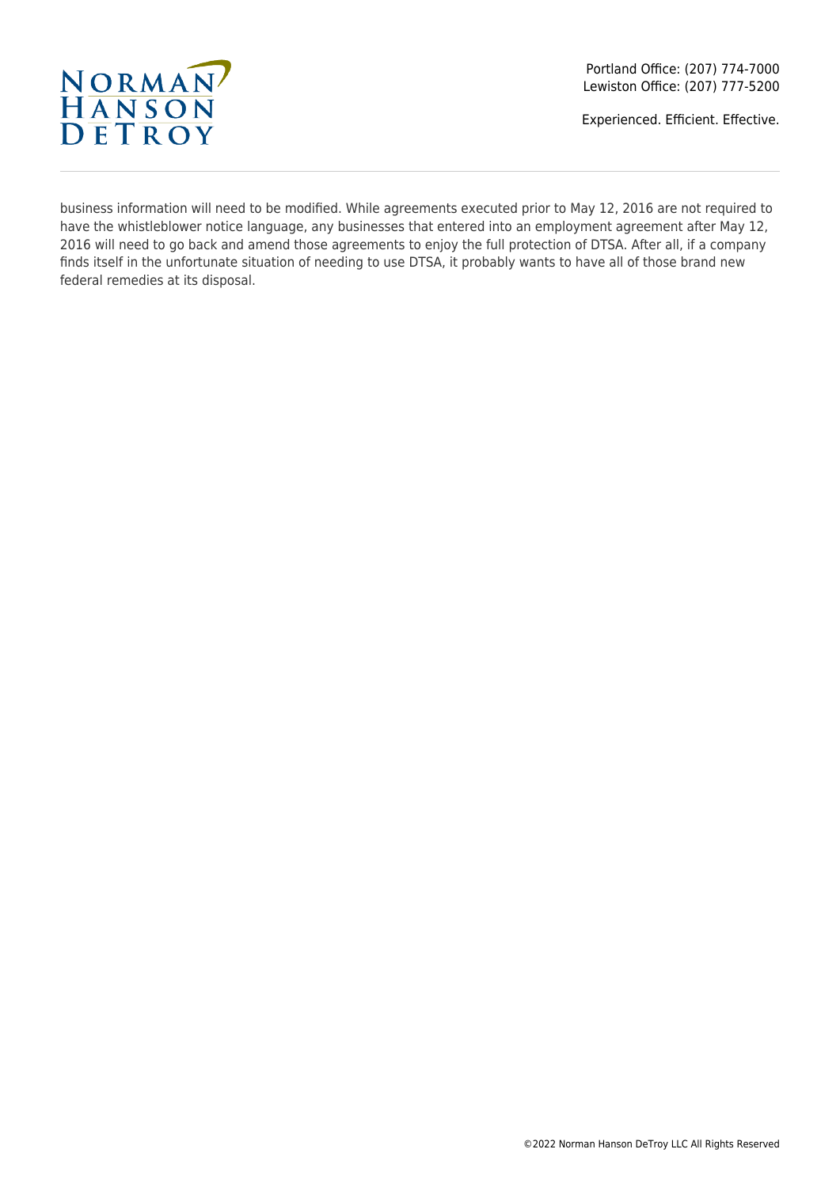business information will need to be modified. While agreements executed prior to May 12, 2016 are not required to have the whistleblower notice language, any businesses that entered into an employment agreement after May 12, 2016 will need to go back and amend those agreements to enjoy the full protection of DTSA. After all, if a company finds itself in the unfortunate situation of needing to use DTSA, it probably wants to have all of those brand new federal remedies at its disposal.